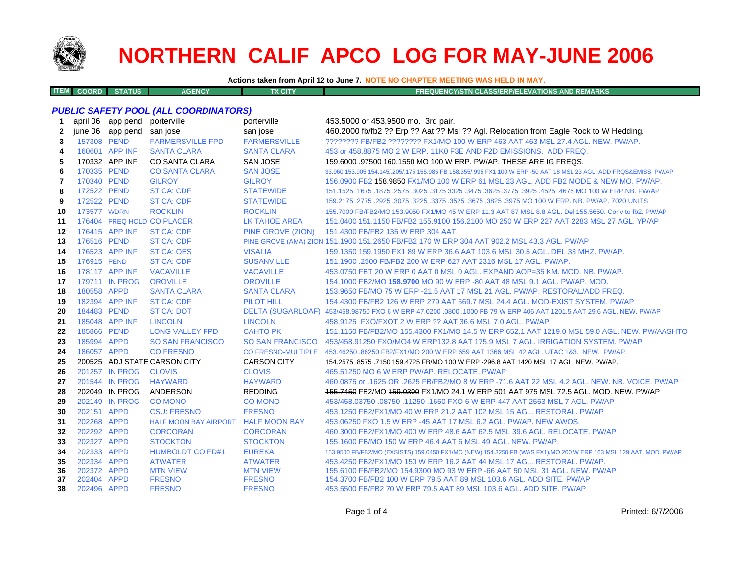# NORTHERN CALIF APCO LOG FOR MAY-JUNE 2006

**Actions taken from April 12 to June 7. NOTE NO CHAPTER MEETING WAS HELD IN MAY.**

| ITEM | COORD | STATUS | AGENCY | TX CITY | FREQUENCY/STN CLASS/ERP/ELEVATIONS AND REMARKS |
|---|---|---|---|---|---|
| ***PUBLIC SAFETY POOL (ALL COORDINATORS)*** | | | | | |
| 1 | april 06 | app pend | porterville | porterville | 453.5000 or 453.9500 mo. 3rd pair. |
| 2 | june 06 | app pend | san jose | san jose | 460.2000 fb/fb2 ?? Erp ?? Aat ?? Msl ?? Agl. Relocation from Eagle Rock to W Hedding. |
| 3 | 157308 | PEND | FARMERSVILLE FPD | FARMERSVILLE | ???????? FB/FB2 ???????? FX1/MO 100 W ERP 463 AAT 463 MSL 27.4 AGL. NEW. PW/AP. |
| 4 | 160601 | APP INF | SANTA CLARA | SANTA CLARA | 453 or 458.8875 MO 2 W ERP. 11K0 F3E AND F2D EMISSIONS. ADD FREQ. |
| 5 | 170332 | APP INF | CO SANTA CLARA | SAN JOSE | 159.6000 .97500 160.1550 MO 100 W ERP. PW/AP. THESE ARE IG FREQS. |
| 6 | 170335 | PEND | CO SANTA CLARA | SAN JOSE | 33.960 153.905 154.145/.205/.175 155.985 FB 158.355/.995 FX1 100 W ERP -50 AAT 18 MSL 23 AGL. ADD FRQS&EMISS. PW/AP |
| 7 | 170340 | PEND | GILROY | GILROY | 156.0900 FB2 158.9850 FX1/MO 100 W ERP 61 MSL 23 AGL. ADD FB2 MODE & NEW MO. PW/AP. |
| 8 | 172522 | PEND | ST CA: CDF | STATEWIDE | 151.1525 .1675 .1875 .2575 .3025 .3175 3325 .3475 .3625 .3775 .3925 .4525 .4675 MO 100 W ERP.NB. PW/AP |
| 9 | 172522 | PEND | ST CA: CDF | STATEWIDE | 159.2175 .2775 .2925 .3075 .3225 .3375 .3525 .3675 .3825 .3975 MO 100 W ERP. NB. PW/AP. 7020 UNITS |
| 10 | 173577 | WDRN | ROCKLIN | ROCKLIN | 155.7000 FB/FB2/MO 153.9050 FX1/MO 45 W ERP 11.3 AAT 87 MSL 8.8 AGL. Del 155.5650. Conv to fb2. PW/AP |
| 11 | 176404 | FREQ HOLD | CO PLACER | LK TAHOE AREA | ~~151.0400~~ 151.1150 FB/FB2 155.9100 156.2100 MO 250 W ERP 227 AAT 2283 MSL 27 AGL. YP/AP |
| 12 | 176415 | APP INF | ST CA: CDF | PINE GROVE (ZION) | 151.4300 FB/FB2 135 W ERP 304 AAT |
| 13 | 176516 | PEND | ST CA: CDF | PINE GROVE (AMA) ZION | 151.1900 151.2650 FB/FB2 170 W ERP 304 AAT 902.2 MSL 43.3 AGL. PW/AP |
| 14 | 176523 | APP INF | ST CA: OES | VISALIA | 159.1350 159.1950 FX1 89 W ERP 36.6 AAT 103.6 MSL 30.5 AGL. DEL 33 MHZ. PW/AP. |
| 15 | 176915 | PEND | ST CA: CDF | SUSANVILLE | 151.1900 .2500 FB/FB2 200 W ERP 627 AAT 2316 MSL 17 AGL. PW/AP. |
| 16 | 178117 | APP INF | VACAVILLE | VACAVILLE | 453.0750 FBT 20 W ERP 0 AAT 0 MSL 0 AGL. EXPAND AOP=35 KM. MOD. NB. PW/AP. |
| 17 | 179711 | IN PROG | OROVILLE | OROVILLE | 154.1000 FB2/MO **158.9700** MO 90 W ERP -80 AAT 48 MSL 9.1 AGL. PW/AP. MOD. |
| 18 | 180558 | APPD | SANTA CLARA | SANTA CLARA | 153.9650 FB/MO 75 W ERP -21.5 AAT 17 MSL 21 AGL. PW/AP. RESTORAL/ADD FREQ. |
| 19 | 182394 | APP INF | ST CA: CDF | PILOT HILL | 154.4300 FB/FB2 126 W ERP 279 AAT 569.7 MSL 24.4 AGL. MOD-EXIST SYSTEM. PW/AP |
| 20 | 184483 | PEND | ST CA: DOT | DELTA (SUGARLOAF) | 453/458.98750 FXO 6 W ERP 47.0200 .0800 .1000 FB 79 W ERP 406 AAT 1201.5 AAT 29.6 AGL. NEW. PW/AP |
| 21 | 185048 | APP INF | LINCOLN | LINCOLN | 458.9125 FXO/FXOT 2 W ERP ?? AAT 36.6 MSL 7.0 AGL. PW/AP. |
| 22 | 185866 | PEND | LONG VALLEY FPD | CAHTO PK | 151.1150 FB/FB2/MO 155.4300 FX1/MO 14.5 W ERP 652.1 AAT 1219.0 MSL 59.0 AGL. NEW. PW/AASHTO |
| 23 | 185994 | APPD | SO SAN FRANCISCO | SO SAN FRANCISCO | 453/458.91250 FXO/MO4 W ERP132.8 AAT 175.9 MSL 7 AGL. IRRIGATION SYSTEM. PW/AP |
| 24 | 186057 | APPD | CO FRESNO | CO FRESNO-MULTIPLE | 453.46250 .86250 FB2/FX1/MO 200 W ERP 659 AAT 1366 MSL 42 AGL. UTAC 1&3. NEW. PW/AP. |
| 25 | 200525 | ADJ STATE | CARSON CITY | CARSON CITY | 154.2575 .8575 .7150 159.4725 FB/MO 100 W ERP -296.8 AAT 1420 MSL 17 AGL. NEW. PW/AP. |
| 26 | 201257 | IN PROG | CLOVIS | CLOVIS | 465.51250 MO 6 W ERP PW/AP. RELOCATE. PW/AP |
| 27 | 201544 | IN PROG | HAYWARD | HAYWARD | 460.0875 or .1625 OR .2625 FB/FB2/MO 8 W ERP -71.6 AAT 22 MSL 4.2 AGL. NEW. NB. VOICE. PW/AP |
| 28 | 202049 | IN PROG | ANDERSON | REDDING | ~~155.7450~~ FB2/MO ~~159.0300~~ FX1/MO 24.1 W ERP 501 AAT 975 MSL 72.5 AGL. MOD. NEW. PW/AP |
| 29 | 202149 | IN PROG | CO MONO | CO MONO | 453/458.03750 .08750 .11250 .1650 FXO 6 W ERP 447 AAT 2553 MSL 7 AGL. PW/AP |
| 30 | 202151 | APPD | CSU: FRESNO | FRESNO | 453.1250 FB2/FX1/MO 40 W ERP 21.2 AAT 102 MSL 15 AGL. RESTORAL. PW/AP |
| 31 | 202268 | APPD | HALF MOON BAY AIRPORT | HALF MOON BAY | 453.06250 FXO 1.5 W ERP -45 AAT 17 MSL 6.2 AGL. PW/AP. NEW AWOS. |
| 32 | 202292 | APPD | CORCORAN | CORCORAN | 460.3000 FB2/FX1/MO 400 W ERP 48.6 AAT 62.5 MSL 39.6 AGL. RELOCATE. PW/AP |
| 33 | 202327 | APPD | STOCKTON | STOCKTON | 155.1600 FB/MO 150 W ERP 46.4 AAT 6 MSL 49 AGL. NEW. PW/AP. |
| 34 | 202333 | APPD | HUMBOLDT CO FD#1 | EUREKA | 153.9500 FB/FB2/MO (EXSISTS) 159.0450 FX1/MO (NEW) 154.3250 FB (WAS FX1)/MO 200 W ERP 163 MSL 129 AAT. MOD. PW/AP |
| 35 | 202334 | APPD | ATWATER | ATWATER | 453.4250 FB2/FX1/MO 150 W ERP 16.2 AAT 44 MSL 17 AGL. RESTORAL. PW/AP. |
| 36 | 202372 | APPD | MTN VIEW | MTN VIEW | 155.6100 FB/FB2/MO 154.9300 MO 93 W ERP -66 AAT 50 MSL 31 AGL. NEW. PW/AP |
| 37 | 202404 | APPD | FRESNO | FRESNO | 154.3700 FB/FB2 100 W ERP 79.5 AAT 89 MSL 103.6 AGL. ADD SITE. PW/AP |
| 38 | 202496 | APPD | FRESNO | FRESNO | 453.5500 FB/FB2 70 W ERP 79.5 AAT 89 MSL 103.6 AGL. ADD SITE. PW/AP |

Printed: 6/7/2006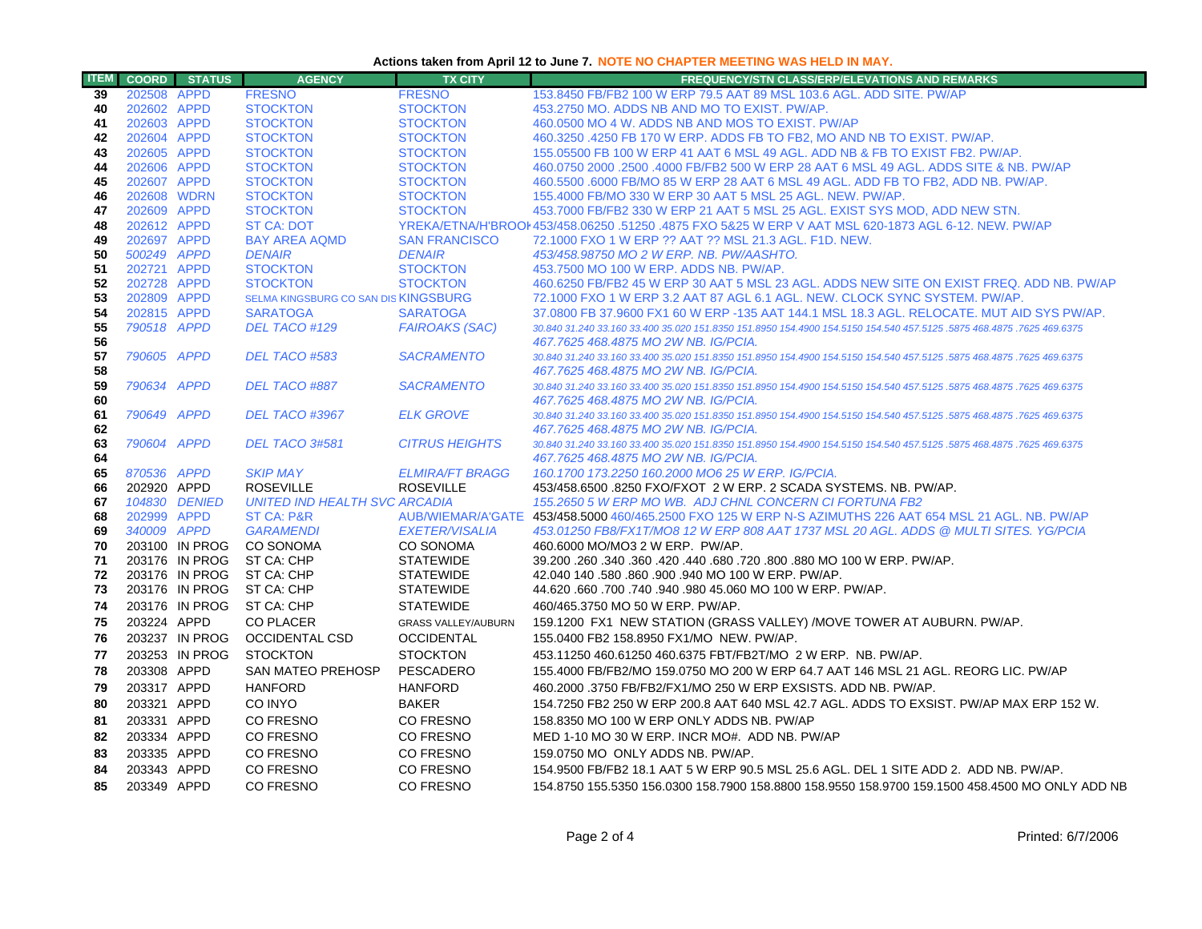**Actions taken from April 12 to June 7. NOTE NO CHAPTER MEETING WAS HELD IN MAY.**

| ITEM | COORD | STATUS | AGENCY | TX CITY | FREQUENCY/STN CLASS/ERP/ELEVATIONS AND REMARKS |
|---|---|---|---|---|---|
| 39 | 202508 | APPD | FRESNO | FRESNO | 153.8450 FB/FB2 100 W ERP 79.5 AAT 89 MSL 103.6 AGL. ADD SITE. PW/AP |
| 40 | 202602 | APPD | STOCKTON | STOCKTON | 453.2750 MO. ADDS NB AND MO TO EXIST. PW/AP. |
| 41 | 202603 | APPD | STOCKTON | STOCKTON | 460.0500 MO 4 W. ADDS NB AND MOS TO EXIST. PW/AP |
| 42 | 202604 | APPD | STOCKTON | STOCKTON | 460.3250 .4250 FB 170 W ERP. ADDS FB TO FB2, MO AND NB TO EXIST. PW/AP. |
| 43 | 202605 | APPD | STOCKTON | STOCKTON | 155.05500 FB 100 W ERP 41 AAT 6 MSL 49 AGL. ADD NB & FB TO EXIST FB2. PW/AP. |
| 44 | 202606 | APPD | STOCKTON | STOCKTON | 460.0750 2000 .2500 .4000 FB/FB2 500 W ERP 28 AAT 6 MSL 49 AGL. ADDS SITE & NB. PW/AP |
| 45 | 202607 | APPD | STOCKTON | STOCKTON | 460.5500 .6000 FB/MO 85 W ERP 28 AAT 6 MSL 49 AGL. ADD FB TO FB2, ADD NB. PW/AP. |
| 46 | 202608 | WDRN | STOCKTON | STOCKTON | 155.4000 FB/MO 330 W ERP 30 AAT 5 MSL 25 AGL. NEW. PW/AP. |
| 47 | 202609 | APPD | STOCKTON | STOCKTON | 453.7000 FB/FB2 330 W ERP 21 AAT 5 MSL 25 AGL. EXIST SYS MOD, ADD NEW STN. |
| 48 | 202612 | APPD | ST CA: DOT | YREKA/ETNA/H'BROOK | 453/458.06250 .51250 .4875 FXO 5&25 W ERP V AAT MSL 620-1873 AGL 6-12. NEW. PW/AP |
| 49 | 202697 | APPD | BAY AREA AQMD | SAN FRANCISCO | 72.1000 FXO 1 W ERP ?? AAT ?? MSL 21.3 AGL. F1D. NEW. |
| 50 | *500249* | *APPD* | *DENAIR* | *DENAIR* | *453/458.98750 MO 2 W ERP. NB. PW/AASHTO.* |
| 51 | 202721 | APPD | STOCKTON | STOCKTON | 453.7500 MO 100 W ERP. ADDS NB. PW/AP. |
| 52 | 202728 | APPD | STOCKTON | STOCKTON | 460.6250 FB/FB2 45 W ERP 30 AAT 5 MSL 23 AGL. ADDS NEW SITE ON EXIST FREQ. ADD NB. PW/AP |
| 53 | 202809 | APPD | SELMA KINGSBURG CO SAN DIS | KINGSBURG | 72.1000 FXO 1 W ERP 3.2 AAT 87 AGL 6.1 AGL. NEW. CLOCK SYNC SYSTEM. PW/AP. |
| 54 | 202815 | APPD | SARATOGA | SARATOGA | 37.0800 FB 37.9600 FX1 60 W ERP -135 AAT 144.1 MSL 18.3 AGL. RELOCATE. MUT AID SYS PW/AP. |
| 55 | *790518* | *APPD* | *DEL TACO #129* | *FAIROAKS (SAC)* | *30.840 31.240 33.160 33.400 35.020 151.8350 151.8950 154.4900 154.5150 154.540 457.5125 .5875 468.4875 .7625 469.6375* |
| 56 | | | | | *467.7625 468.4875 MO 2W NB. IG/PCIA.* |
| 57 | *790605* | *APPD* | *DEL TACO #583* | *SACRAMENTO* | *30.840 31.240 33.160 33.400 35.020 151.8350 151.8950 154.4900 154.5150 154.540 457.5125 .5875 468.4875 .7625 469.6375* |
| 58 | | | | | *467.7625 468.4875 MO 2W NB. IG/PCIA.* |
| 59 | *790634* | *APPD* | *DEL TACO #887* | *SACRAMENTO* | *30.840 31.240 33.160 33.400 35.020 151.8350 151.8950 154.4900 154.5150 154.540 457.5125 .5875 468.4875 .7625 469.6375* |
| 60 | | | | | *467.7625 468.4875 MO 2W NB. IG/PCIA.* |
| 61 | *790649* | *APPD* | *DEL TACO #3967* | *ELK GROVE* | *30.840 31.240 33.160 33.400 35.020 151.8350 151.8950 154.4900 154.5150 154.540 457.5125 .5875 468.4875 .7625 469.6375* |
| 62 | | | | | *467.7625 468.4875 MO 2W NB. IG/PCIA.* |
| 63 | *790604* | *APPD* | *DEL TACO 3#581* | *CITRUS HEIGHTS* | *30.840 31.240 33.160 33.400 35.020 151.8350 151.8950 154.4900 154.5150 154.540 457.5125 .5875 468.4875 .7625 469.6375* |
| 64 | | | | | *467.7625 468.4875 MO 2W NB. IG/PCIA.* |
| 65 | *870536* | *APPD* | *SKIP MAY* | *ELMIRA/FT BRAGG* | *160.1700 173.2250 160.2000 MO6 25 W ERP. IG/PCIA.* |
| 66 | 202920 | APPD | ROSEVILLE | ROSEVILLE | 453/458.6500 .8250 FXO/FXOT 2 W ERP. 2 SCADA SYSTEMS. NB. PW/AP. |
| 67 | *104830* | *DENIED* | *UNITED IND HEALTH SVC* | *ARCADIA* | *155.2650 5 W ERP MO WB. ADJ CHNL CONCERN CI FORTUNA FB2* |
| 68 | 202999 | APPD | ST CA: P&R | AUB/WIEMAR/A'GATE | 453/458.5000 460/465.2500 FXO 125 W ERP N-S AZIMUTHS 226 AAT 654 MSL 21 AGL. NB. PW/AP |
| 69 | *340009* | *APPD* | *GARAMENDI* | *EXETER/VISALIA* | *453.01250 FB8/FX1T/MO8 12 W ERP 808 AAT 1737 MSL 20 AGL. ADDS @ MULTI SITES. YG/PCIA* |
| 70 | 203100 | IN PROG | CO SONOMA | CO SONOMA | 460.6000 MO/MO3 2 W ERP. PW/AP. |
| 71 | 203176 | IN PROG | ST CA: CHP | STATEWIDE | 39.200 .260 .340 .360 .420 .440 .680 .720 .800 .880 MO 100 W ERP. PW/AP. |
| 72 | 203176 | IN PROG | ST CA: CHP | STATEWIDE | 42.040 140 .580 .860 .900 .940 MO 100 W ERP. PW/AP. |
| 73 | 203176 | IN PROG | ST CA: CHP | STATEWIDE | 44.620 .660 .700 .740 .940 .980 45.060 MO 100 W ERP. PW/AP. |
| 74 | 203176 | IN PROG | ST CA: CHP | STATEWIDE | 460/465.3750 MO 50 W ERP. PW/AP. |
| 75 | 203224 | APPD | CO PLACER | GRASS VALLEY/AUBURN | 159.1200 FX1 NEW STATION (GRASS VALLEY) /MOVE TOWER AT AUBURN. PW/AP. |
| 76 | 203237 | IN PROG | OCCIDENTAL CSD | OCCIDENTAL | 155.0400 FB2 158.8950 FX1/MO NEW. PW/AP. |
| 77 | 203253 | IN PROG | STOCKTON | STOCKTON | 453.11250 460.61250 460.6375 FBT/FB2T/MO 2 W ERP. NB. PW/AP. |
| 78 | 203308 | APPD | SAN MATEO PREHOSP | PESCADERO | 155.4000 FB/FB2/MO 159.0750 MO 200 W ERP 64.7 AAT 146 MSL 21 AGL. REORG LIC. PW/AP |
| 79 | 203317 | APPD | HANFORD | HANFORD | 460.2000 .3750 FB/FB2/FX1/MO 250 W ERP EXSISTS. ADD NB. PW/AP. |
| 80 | 203321 | APPD | CO INYO | BAKER | 154.7250 FB2 250 W ERP 200.8 AAT 640 MSL 42.7 AGL. ADDS TO EXSIST. PW/AP MAX ERP 152 W. |
| 81 | 203331 | APPD | CO FRESNO | CO FRESNO | 158.8350 MO 100 W ERP ONLY ADDS NB. PW/AP |
| 82 | 203334 | APPD | CO FRESNO | CO FRESNO | MED 1-10 MO 30 W ERP. INCR MO#. ADD NB. PW/AP |
| 83 | 203335 | APPD | CO FRESNO | CO FRESNO | 159.0750 MO ONLY ADDS NB. PW/AP. |
| 84 | 203343 | APPD | CO FRESNO | CO FRESNO | 154.9500 FB/FB2 18.1 AAT 5 W ERP 90.5 MSL 25.6 AGL. DEL 1 SITE ADD 2. ADD NB. PW/AP. |
| 85 | 203349 | APPD | CO FRESNO | CO FRESNO | 154.8750 155.5350 156.0300 158.7900 158.8800 158.9550 158.9700 159.1500 458.4500 MO ONLY ADD NB |

Printed: 6/7/2006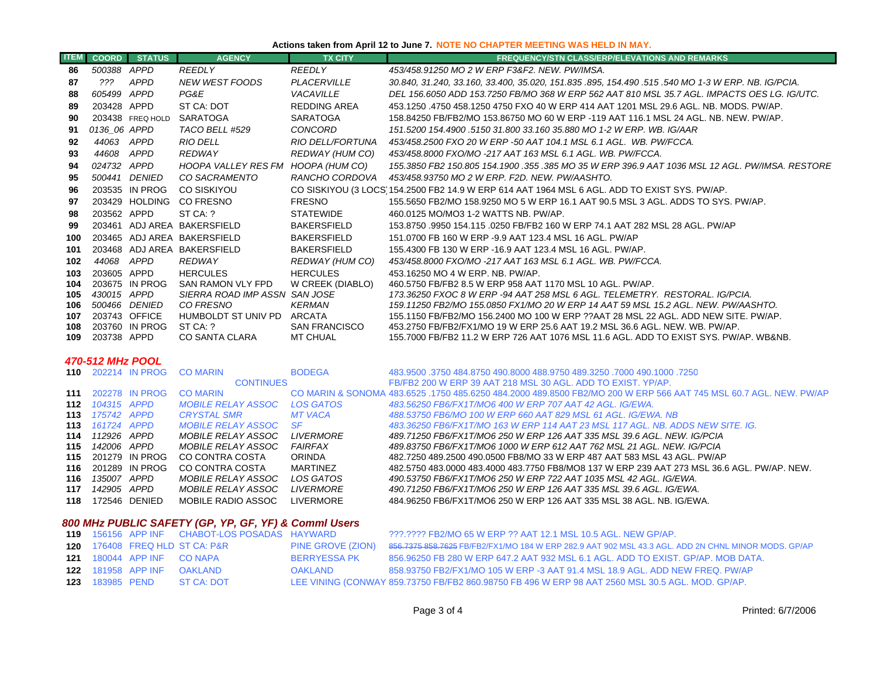**Actions taken from April 12 to June 7. NOTE NO CHAPTER MEETING WAS HELD IN MAY.**

| ITEM | COORD | STATUS | AGENCY | TX CITY | FREQUENCY/STN CLASS/ERP/ELEVATIONS AND REMARKS |
|---|---|---|---|---|---|
| 86 | 500388 | APPD | REEDLY | REEDLY | 453/458.91250 MO 2 W ERP F3&F2. NEW. PW/IMSA. |
| 87 | ??? | APPD | NEW WEST FOODS | PLACERVILLE | 30.840, 31.240, 33.160, 33.400, 35.020, 151.835 .895, 154.490 .515 .540 MO 1-3 W ERP. NB. IG/PCIA. |
| 88 | 605499 | APPD | PG&E | VACAVILLE | DEL 156.6050 ADD 153.7250 FB/MO 368 W ERP 562 AAT 810 MSL 35.7 AGL. IMPACTS OES LG. IG/UTC. |
| 89 | 203428 | APPD | ST CA: DOT | REDDING AREA | 453.1250 .4750 458.1250 4750 FXO 40 W ERP 414 AAT 1201 MSL 29.6 AGL. NB. MODS. PW/AP. |
| 90 | 203438 | FREQ HOLD | SARATOGA | SARATOGA | 158.84250 FB/FB2/MO 153.86750 MO 60 W ERP -119 AAT 116.1 MSL 24 AGL. NB. NEW. PW/AP. |
| 91 | 0136_06 | APPD | TACO BELL #529 | CONCORD | 151.5200 154.4900 .5150 31.800 33.160 35.880 MO 1-2 W ERP. WB. IG/AAR |
| 92 | 44063 | APPD | RIO DELL | RIO DELL/FORTUNA | 453/458.2500 FXO 20 W ERP -50 AAT 104.1 MSL 6.1 AGL. WB. PW/FCCA. |
| 93 | 44608 | APPD | REDWAY | REDWAY (HUM CO) | 453/458.8000 FXO/MO -217 AAT 163 MSL 6.1 AGL. WB. PW/FCCA. |
| 94 | 024732 | APPD | HOOPA VALLEY RES FM | HOOPA (HUM CO) | 155.3850 FB2 150.805 154.1900 .355 .385 MO 35 W ERP 396.9 AAT 1036 MSL 12 AGL. PW/IMSA. RESTORE |
| 95 | 500441 | DENIED | CO SACRAMENTO | RANCHO CORDOVA | 453/458.93750 MO 2 W ERP. F2D. NEW. PW/AASHTO. |
| 96 | 203535 | IN PROG | CO SISKIYOU | CO SISKIYOU (3 LOCS) | 154.2500 FB2 14.9 W ERP 614 AAT 1964 MSL 6 AGL. ADD TO EXIST SYS. PW/AP. |
| 97 | 203429 | HOLDING | CO FRESNO | FRESNO | 155.5650 FB2/MO 158.9250 MO 5 W ERP 16.1 AAT 90.5 MSL 3 AGL. ADDS TO SYS. PW/AP. |
| 98 | 203562 | APPD | ST CA: ? | STATEWIDE | 460.0125 MO/MO3 1-2 WATTS NB. PW/AP. |
| 99 | 203461 | ADJ AREA | BAKERSFIELD | BAKERSFIELD | 153.8750 .9950 154.115 .0250 FB/FB2 160 W ERP 74.1 AAT 282 MSL 28 AGL. PW/AP |
| 100 | 203465 | ADJ AREA | BAKERSFIELD | BAKERSFIELD | 151.0700 FB 160 W ERP -9.9 AAT 123.4 MSL 16 AGL. PW/AP |
| 101 | 203468 | ADJ AREA | BAKERSFIELD | BAKERSFIELD | 155.4300 FB 130 W ERP -16.9 AAT 123.4 MSL 16 AGL. PW/AP. |
| 102 | 44068 | APPD | REDWAY | REDWAY (HUM CO) | 453/458.8000 FXO/MO -217 AAT 163 MSL 6.1 AGL. WB. PW/FCCA. |
| 103 | 203605 | APPD | HERCULES | HERCULES | 453.16250 MO 4 W ERP. NB. PW/AP. |
| 104 | 203675 | IN PROG | SAN RAMON VLY FPD | W CREEK (DIABLO) | 460.5750 FB/FB2 8.5 W ERP 958 AAT 1170 MSL 10 AGL. PW/AP. |
| 105 | 430015 | APPD | SIERRA ROAD IMP ASSN | SAN JOSE | 173.36250 FXOC 8 W ERP -94 AAT 258 MSL 6 AGL. TELEMETRY. RESTORAL. IG/PCIA. |
| 106 | 500466 | DENIED | CO FRESNO | KERMAN | 159.11250 FB2/MO 155.0850 FX1/MO 20 W ERP 14 AAT 59 MSL 15.2 AGL. NEW. PW/AASHTO. |
| 107 | 203743 | OFFICE | HUMBOLDT ST UNIV PD | ARCATA | 155.1150 FB/FB2/MO 156.2400 MO 100 W ERP ??AAT 28 MSL 22 AGL. ADD NEW SITE. PW/AP. |
| 108 | 203760 | IN PROG | ST CA: ? | SAN FRANCISCO | 453.2750 FB/FB2/FX1/MO 19 W ERP 25.6 AAT 19.2 MSL 36.6 AGL. NEW. WB. PW/AP. |
| 109 | 203738 | APPD | CO SANTA CLARA | MT CHUAL | 155.7000 FB/FB2 11.2 W ERP 726 AAT 1076 MSL 11.6 AGL. ADD TO EXIST SYS. PW/AP. WB&NB. |

## 470-512 MHz POOL

| ITEM | COORD | STATUS | AGENCY | TX CITY | FREQUENCY/STN CLASS/ERP/ELEVATIONS AND REMARKS |
|---|---|---|---|---|---|
| 110 | 202214 | IN PROG | CO MARIN | BODEGA | 483.9500 .3750 484.8750 490.8000 488.9750 489.3250 .7000 490.1000 .7250 |
| | | | CONTINUES | | FB/FB2 200 W ERP 39 AAT 218 MSL 30 AGL. ADD TO EXIST. YP/AP. |
| 111 | 202278 | IN PROG | CO MARIN | CO MARIN & SONOMA | 483.6525 .1750 485.6250 484.2000 489.8500 FB2/MO 200 W ERP 566 AAT 745 MSL 60.7 AGL. NEW. PW/AP |
| 112 | 104315 | APPD | MOBILE RELAY ASSOC | LOS GATOS | 483.56250 FB6/FX1T/MO6 400 W ERP 707 AAT 42 AGL. IG/EWA. |
| 113 | 175742 | APPD | CRYSTAL SMR | MT VACA | 488.53750 FB6/MO 100 W ERP 660 AAT 829 MSL 61 AGL. IG/EWA. NB |
| 113 | 161724 | APPD | MOBILE RELAY ASSOC | SF | 483.36250 FB6/FX1T/MO6 163 W ERP 114 AAT 23 MSL 117 AGL. NB. ADDS NEW SITE. IG. |
| 114 | 112926 | APPD | MOBILE RELAY ASSOC | LIVERMORE | 489.71250 FB6/FX1T/MO6 250 W ERP 126 AAT 335 MSL 39.6 AGL. NEW. IG/PCIA |
| 115 | 142006 | APPD | MOBILE RELAY ASSOC | FAIRFAX | 489.83750 FB6/FX1T/MO6 1000 W ERP 612 AAT 762 MSL 21 AGL. NEW. IG/PCIA |
| 115 | 201279 | IN PROG | CO CONTRA COSTA | ORINDA | 482.7250 489.2500 490.0500 FB8/MO 33 W ERP 487 AAT 583 MSL 43 AGL. PW/AP |
| 116 | 201289 | IN PROG | CO CONTRA COSTA | MARTINEZ | 482.5750 483.0000 483.4000 483.7750 FB8/MO8 137 W ERP 239 AAT 273 MSL 36.6 AGL. PW/AP. NEW. |
| 116 | 135007 | APPD | MOBILE RELAY ASSOC | LOS GATOS | 490.53750 FB6/FX1T/MO6 250 W ERP 722 AAT 1035 MSL 42 AGL. IG/EWA. |
| 117 | 142905 | APPD | MOBILE RELAY ASSOC | LIVERMORE | 490.71250 FB6/FX1T/MO6 250 W ERP 126 AAT 335 MSL 39.6 AGL. IG/EWA. |
| 118 | 172546 | DENIED | MOBILE RADIO ASSOC | LIVERMORE | 484.96250 FB6/FX1T/MO6 250 W ERP 126 AAT 335 MSL 38 AGL. NB. IG/EWA. |

## 800 MHz PUBLIC SAFETY (GP, YP, GF, YF) & Comml Users

| ITEM | COORD | STATUS | AGENCY | TX CITY | FREQUENCY/STN CLASS/ERP/ELEVATIONS AND REMARKS |
|---|---|---|---|---|---|
| 119 | 156156 | APP INF | CHABOT-LOS POSADAS | HAYWARD | ???.???? FB2/MO 65 W ERP ?? AAT 12.1 MSL 10.5 AGL. NEW GP/AP. |
| 120 | 176408 | FREQ HLD | ST CA: P&R | PINE GROVE (ZION) | ~~856.7375 858.7625~~ FB/FB2/FX1/MO 184 W ERP 282.9 AAT 902 MSL 43.3 AGL. ADD 2N CHNL MINOR MODS. GP/AP |
| 121 | 180044 | APP INF | CO NAPA | BERRYESSA PK | 856.96250 FB 280 W ERP 647.2 AAT 932 MSL 6.1 AGL. ADD TO EXIST. GP/AP. MOB DATA. |
| 122 | 181958 | APP INF | OAKLAND | OAKLAND | 858.93750 FB2/FX1/MO 105 W ERP -3 AAT 91.4 MSL 18.9 AGL. ADD NEW FREQ. PW/AP |
| 123 | 183985 | PEND | ST CA: DOT | LEE VINING (CONWAY) | 859.73750 FB/FB2 860.98750 FB 496 W ERP 98 AAT 2560 MSL 30.5 AGL. MOD. GP/AP. |

Printed: 6/7/2006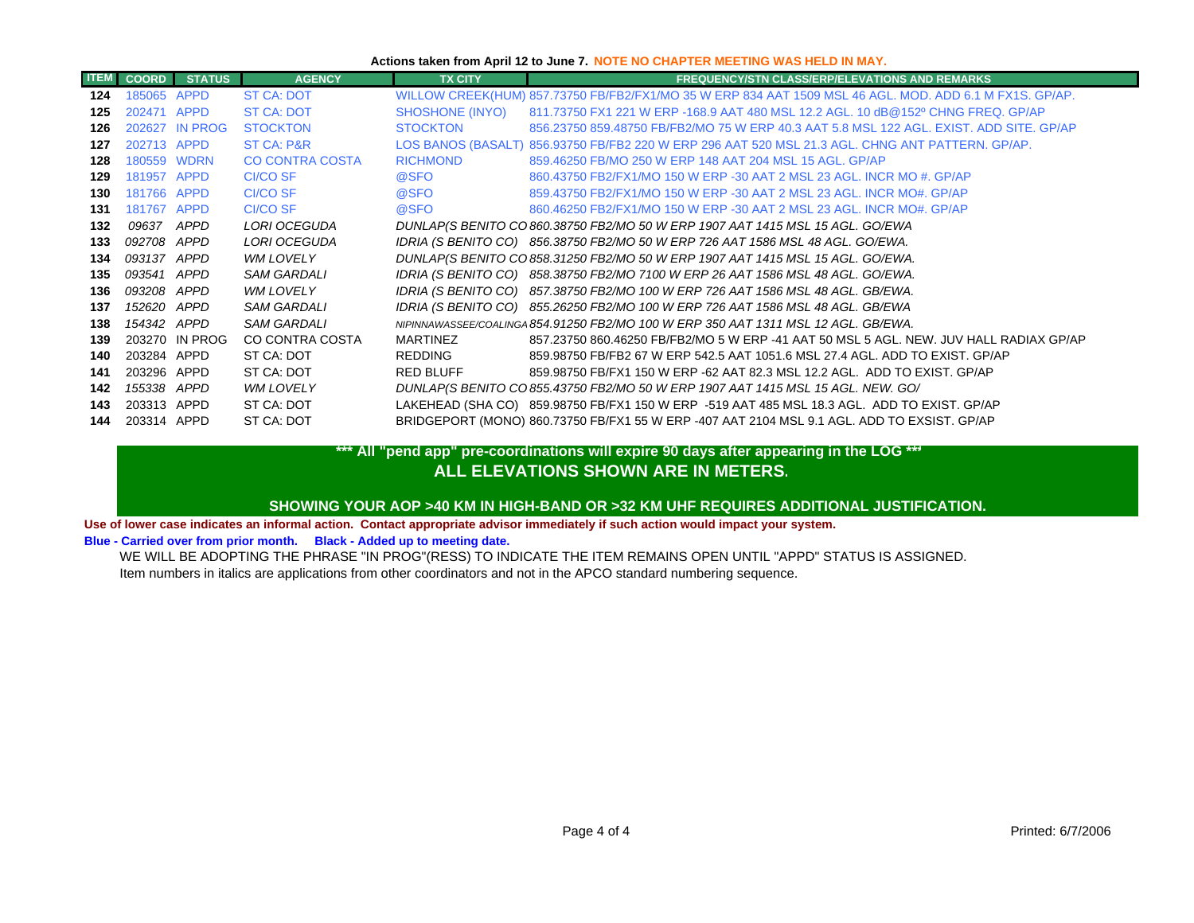**Actions taken from April 12 to June 7. NOTE NO CHAPTER MEETING WAS HELD IN MAY.**

| ITEM | COORD | STATUS | AGENCY | TX CITY | FREQUENCY/STN CLASS/ERP/ELEVATIONS AND REMARKS |
|---|---|---|---|---|---|
| 124 | 185065 | APPD | ST CA: DOT | WILLOW CREEK(HUM) | 857.73750 FB/FB2/FX1/MO 35 W ERP 834 AAT 1509 MSL 46 AGL. MOD. ADD 6.1 M FX1S. GP/AP. |
| 125 | 202471 | APPD | ST CA: DOT | SHOSHONE (INYO) | 811.73750 FX1 221 W ERP -168.9 AAT 480 MSL 12.2 AGL. 10 dB@152º CHNG FREQ. GP/AP |
| 126 | 202627 | IN PROG | STOCKTON | STOCKTON | 856.23750 859.48750 FB/FB2/MO 75 W ERP 40.3 AAT 5.8 MSL 122 AGL. EXIST. ADD SITE. GP/AP |
| 127 | 202713 | APPD | ST CA: P&R | LOS BANOS (BASALT) | 856.93750 FB/FB2 220 W ERP 296 AAT 520 MSL 21.3 AGL. CHNG ANT PATTERN. GP/AP. |
| 128 | 180559 | WDRN | CO CONTRA COSTA | RICHMOND | 859.46250 FB/MO 250 W ERP 148 AAT 204 MSL 15 AGL. GP/AP |
| 129 | 181957 | APPD | CI/CO SF | @SFO | 860.43750 FB2/FX1/MO 150 W ERP -30 AAT 2 MSL 23 AGL. INCR MO #. GP/AP |
| 130 | 181766 | APPD | CI/CO SF | @SFO | 859.43750 FB2/FX1/MO 150 W ERP -30 AAT 2 MSL 23 AGL. INCR MO#. GP/AP |
| 131 | 181767 | APPD | CI/CO SF | @SFO | 860.46250 FB2/FX1/MO 150 W ERP -30 AAT 2 MSL 23 AGL. INCR MO#. GP/AP |
| *132* | *09637* | *APPD* | *LORI OCEGUDA* | *DUNLAP(S BENITO CO* | *860.38750 FB2/MO 50 W ERP 1907 AAT 1415 MSL 15 AGL. GO/EWA* |
| *133* | *092708* | *APPD* | *LORI OCEGUDA* | *IDRIA (S BENITO CO)* | *856.38750 FB2/MO 50 W ERP 726 AAT 1586 MSL 48 AGL. GO/EWA.* |
| *134* | *093137* | *APPD* | *WM LOVELY* | *DUNLAP(S BENITO CO* | *858.31250 FB2/MO 50 W ERP 1907 AAT 1415 MSL 15 AGL. GO/EWA.* |
| *135* | *093541* | *APPD* | *SAM GARDALI* | *IDRIA (S BENITO CO)* | *858.38750 FB2/MO 7100 W ERP 26 AAT 1586 MSL 48 AGL. GO/EWA.* |
| *136* | *093208* | *APPD* | *WM LOVELY* | *IDRIA (S BENITO CO)* | *857.38750 FB2/MO 100 W ERP 726 AAT 1586 MSL 48 AGL. GB/EWA.* |
| *137* | *152620* | *APPD* | *SAM GARDALI* | *IDRIA (S BENITO CO)* | *855.26250 FB2/MO 100 W ERP 726 AAT 1586 MSL 48 AGL. GB/EWA* |
| *138* | *154342* | *APPD* | *SAM GARDALI* | *NIPINNAWASSEE/COALINGA* | *854.91250 FB2/MO 100 W ERP 350 AAT 1311 MSL 12 AGL. GB/EWA.* |
| 139 | 203270 | IN PROG | CO CONTRA COSTA | MARTINEZ | 857.23750 860.46250 FB/FB2/MO 5 W ERP -41 AAT 50 MSL 5 AGL. NEW. JUV HALL RADIAX GP/AP |
| 140 | 203284 | APPD | ST CA: DOT | REDDING | 859.98750 FB/FB2 67 W ERP 542.5 AAT 1051.6 MSL 27.4 AGL. ADD TO EXIST. GP/AP |
| 141 | 203296 | APPD | ST CA: DOT | RED BLUFF | 859.98750 FB/FX1 150 W ERP -62 AAT 82.3 MSL 12.2 AGL. ADD TO EXIST. GP/AP |
| *142* | *155338* | *APPD* | *WM LOVELY* | *DUNLAP(S BENITO CO* | *855.43750 FB2/MO 50 W ERP 1907 AAT 1415 MSL 15 AGL. NEW. GO/* |
| 143 | 203313 | APPD | ST CA: DOT | LAKEHEAD (SHA CO) | 859.98750 FB/FX1 150 W ERP -519 AAT 485 MSL 18.3 AGL. ADD TO EXIST. GP/AP |
| 144 | 203314 | APPD | ST CA: DOT | BRIDGEPORT (MONO) | 860.73750 FB/FX1 55 W ERP -407 AAT 2104 MSL 9.1 AGL. ADD TO EXSIST. GP/AP |

**\*\*\* All "pend app" pre-coordinations will expire 90 days after appearing in the LOG \*\*\***

**ALL ELEVATIONS SHOWN ARE IN METERS.**

**SHOWING YOUR AOP >40 KM IN HIGH-BAND OR >32 KM UHF REQUIRES ADDITIONAL JUSTIFICATION.**

**Use of lower case indicates an informal action. Contact appropriate advisor immediately if such action would impact your system.**

**Blue - Carried over from prior month. Black - Added up to meeting date.**

WE WILL BE ADOPTING THE PHRASE "IN PROG"(RESS) TO INDICATE THE ITEM REMAINS OPEN UNTIL "APPD" STATUS IS ASSIGNED.

Item numbers in italics are applications from other coordinators and not in the APCO standard numbering sequence.

Printed: 6/7/2006